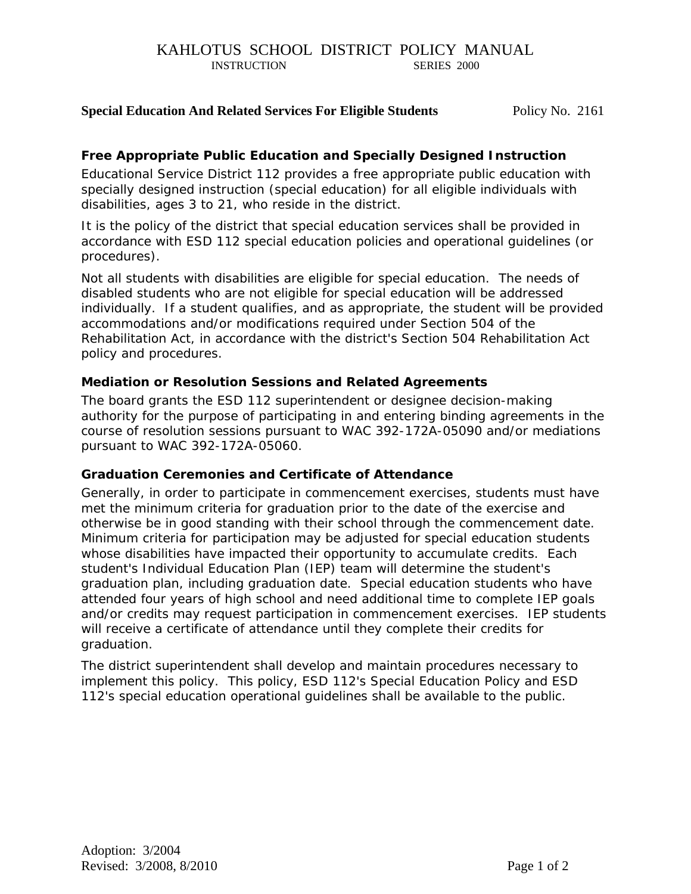# KAHLOTUS SCHOOL DISTRICT POLICY MANUAL

INSTRUCTION SERIES 2000

**Special Education And Related Services For Eligible Students** Policy No. 2161

### Free Appropriate Public Education and Specially Designed Instruction

Educational Service District 112 provides a free appropriate public education with specially designed instruction (special education) for all eligible individuals with disabilities, ages 3 to 21, who reside in the district.

It is the policy of the district that special education services shall be provided in accordance with ESD 112 special education policies and operational guidelines (or procedures).

Not all students with disabilities are eligible for special education. The needs of disabled students who are not eligible for special education will be addressed individually. If a student qualifies, and as appropriate, the student will be provided accommodations and/or modifications required under Section 504 of the Rehabilitation Act, in accordance with the district's Section 504 Rehabilitation Act policy and procedures.

### Mediation or Resolution Sessions and Related Agreements

The board grants the ESD 112 superintendent or designee decision-making authority for the purpose of participating in and entering binding agreements in the course of resolution sessions pursuant to WAC 392-172A-05090 and/or mediations pursuant to WAC 392-172A-05060.

### Graduation Ceremonies and Certificate of Attendance

Generally, in order to participate in commencement exercises, students must have met the minimum criteria for graduation prior to the date of the exercise and otherwise be in good standing with their school through the commencement date. Minimum criteria for participation may be adjusted for special education students whose disabilities have impacted their opportunity to accumulate credits. Each student's Individual Education Plan (IEP) team will determine the student's graduation plan, including graduation date. Special education students who have attended four years of high school and need additional time to complete IEP goals and/or credits may request participation in commencement exercises. IEP students will receive a certificate of attendance until they complete their credits for graduation.

The district superintendent shall develop and maintain procedures necessary to implement this policy. This policy, ESD 112's Special Education Policy and ESD 112's special education operational guidelines shall be available to the public.

Adoption: 3/2004
Revised: 3/2008, 8/2010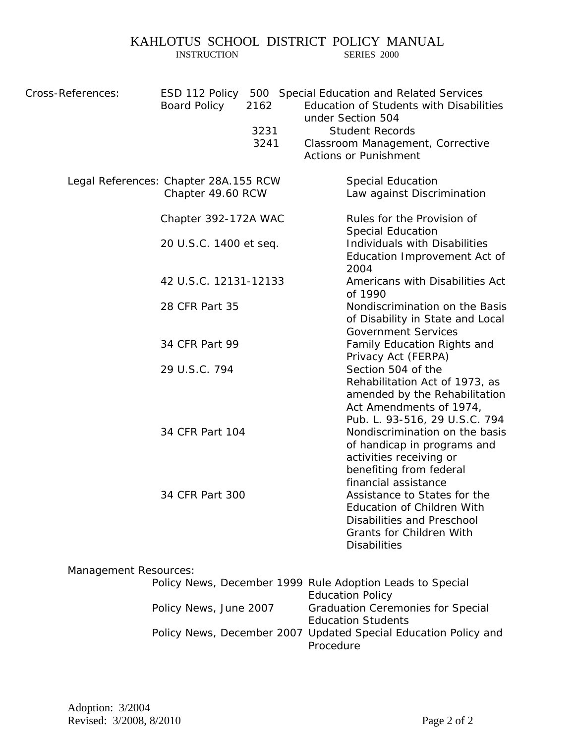Cross-References:

| | | |
|---|---|---|
| ESD 112 Policy | 500 | Special Education and Related Services |
| Board Policy | 2162 | Education of Students with Disabilities under Section 504 |
| | 3231 | Student Records |
| | 3241 | Classroom Management, Corrective Actions or Punishment |

Legal References:

| | |
|---|---|
| Chapter 28A.155 RCW | Special Education |
| Chapter 49.60 RCW | Law against Discrimination |
| Chapter 392-172A WAC | Rules for the Provision of Special Education |
| 20 U.S.C. 1400 et seq. | Individuals with Disabilities Education Improvement Act of 2004 |
| 42 U.S.C. 12131-12133 | Americans with Disabilities Act of 1990 |
| 28 CFR Part 35 | Nondiscrimination on the Basis of Disability in State and Local Government Services |
| 34 CFR Part 99 | Family Education Rights and Privacy Act (FERPA) |
| 29 U.S.C. 794 | Section 504 of the Rehabilitation Act of 1973, as amended by the Rehabilitation Act Amendments of 1974, Pub. L. 93-516, 29 U.S.C. 794 |
| 34 CFR Part 104 | Nondiscrimination on the basis of handicap in programs and activities receiving or benefiting from federal financial assistance |
| 34 CFR Part 300 | Assistance to States for the Education of Children With Disabilities and Preschool Grants for Children With Disabilities |

Management Resources:

| | |
|---|---|
| Policy News, December 1999 | Rule Adoption Leads to Special Education Policy |
| Policy News, June 2007 | Graduation Ceremonies for Special Education Students |
| Policy News, December 2007 | Updated Special Education Policy and Procedure |

Adoption: 3/2004
Revised: 3/2008, 8/2010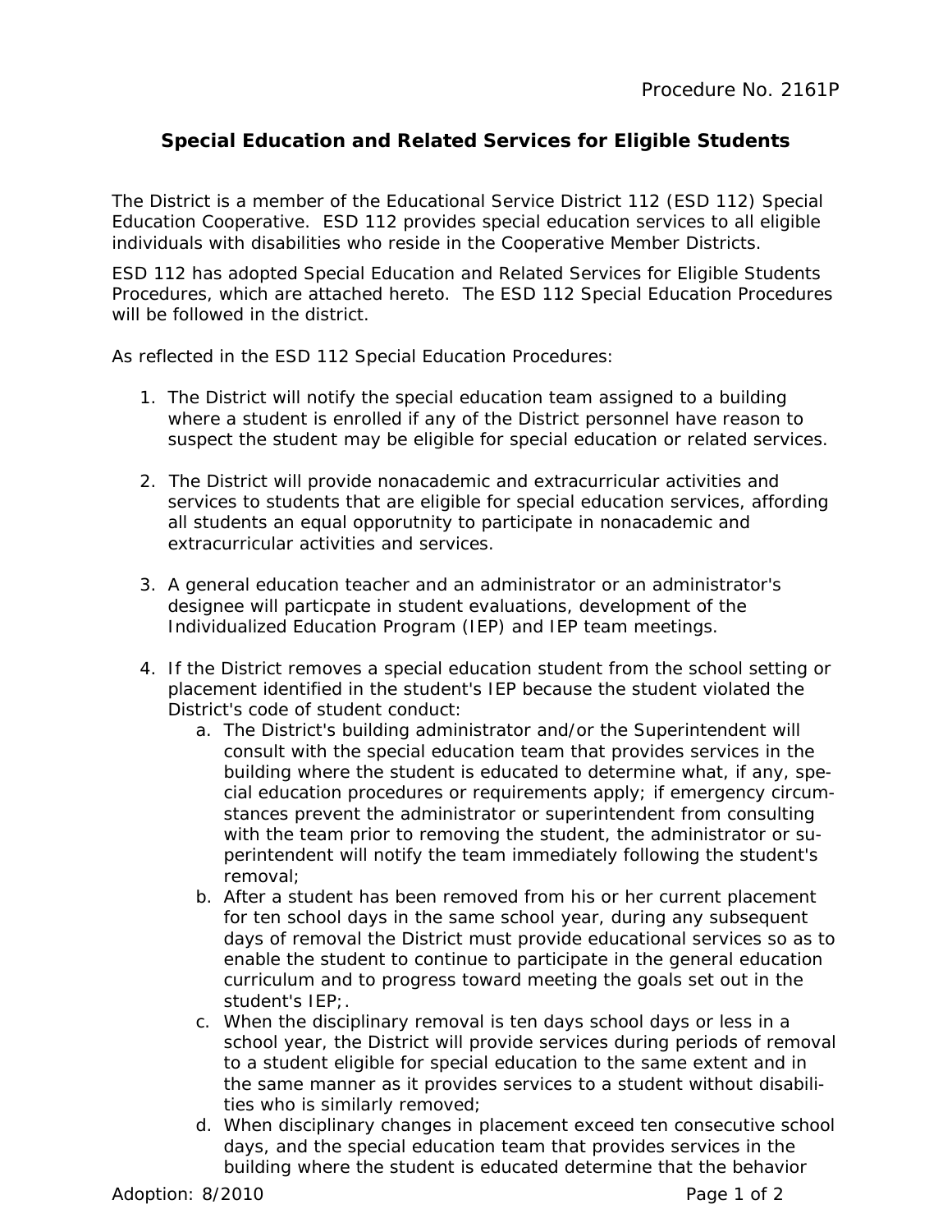Procedure No. 2161P

## Special Education and Related Services for Eligible Students

The District is a member of the Educational Service District 112 (ESD 112) Special Education Cooperative. ESD 112 provides special education services to all eligible individuals with disabilities who reside in the Cooperative Member Districts.

ESD 112 has adopted Special Education and Related Services for Eligible Students Procedures, which are attached hereto. The ESD 112 Special Education Procedures will be followed in the district.

As reflected in the ESD 112 Special Education Procedures:

1. The District will notify the special education team assigned to a building where a student is enrolled if any of the District personnel have reason to suspect the student may be eligible for special education or related services.

2. The District will provide nonacademic and extracurricular activities and services to students that are eligible for special education services, affording all students an equal opporutnity to participate in nonacademic and extracurricular activities and services.

3. A general education teacher and an administrator or an administrator's designee will particpate in student evaluations, development of the Individualized Education Program (IEP) and IEP team meetings.

4. If the District removes a special education student from the school setting or placement identified in the student's IEP because the student violated the District's code of student conduct:
   a. The District's building administrator and/or the Superintendent will consult with the special education team that provides services in the building where the student is educated to determine what, if any, special education procedures or requirements apply; if emergency circumstances prevent the administrator or superintendent from consulting with the team prior to removing the student, the administrator or superintendent will notify the team immediately following the student's removal;
   b. After a student has been removed from his or her current placement for ten school days in the same school year, during any subsequent days of removal the District must provide educational services so as to enable the student to continue to participate in the general education curriculum and to progress toward meeting the goals set out in the student's IEP;.
   c. When the disciplinary removal is ten days school days or less in a school year, the District will provide services during periods of removal to a student eligible for special education to the same extent and in the same manner as it provides services to a student without disabilities who is similarly removed;
   d. When disciplinary changes in placement exceed ten consecutive school days, and the special education team that provides services in the building where the student is educated determine that the behavior

Adoption: 8/2010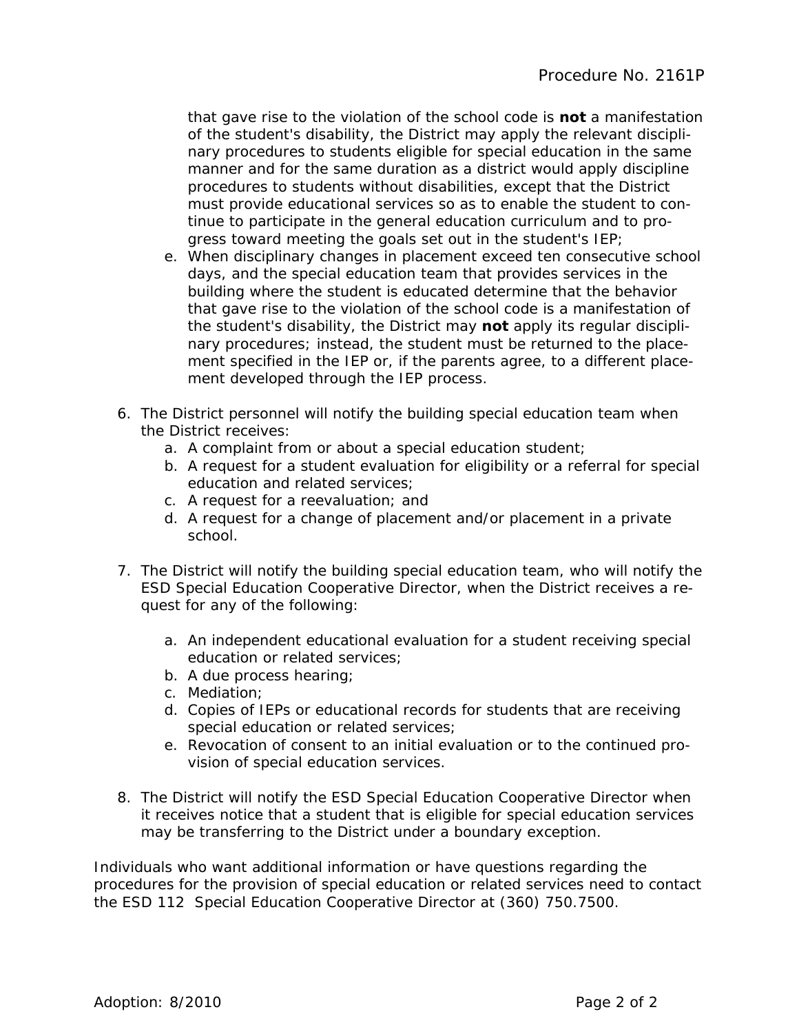that gave rise to the violation of the school code is **not** a manifestation of the student's disability, the District may apply the relevant disciplinary procedures to students eligible for special education in the same manner and for the same duration as a district would apply discipline procedures to students without disabilities, except that the District must provide educational services so as to enable the student to continue to participate in the general education curriculum and to progress toward meeting the goals set out in the student's IEP;

   e. When disciplinary changes in placement exceed ten consecutive school days, and the special education team that provides services in the building where the student is educated determine that the behavior that gave rise to the violation of the school code is a manifestation of the student's disability, the District may **not** apply its regular disciplinary procedures; instead, the student must be returned to the placement specified in the IEP or, if the parents agree, to a different placement developed through the IEP process.

6. The District personnel will notify the building special education team when the District receives:
   a. A complaint from or about a special education student;
   b. A request for a student evaluation for eligibility or a referral for special education and related services;
   c. A request for a reevaluation; and
   d. A request for a change of placement and/or placement in a private school.

7. The District will notify the building special education team, who will notify the ESD Special Education Cooperative Director, when the District receives a request for any of the following:

   a. An independent educational evaluation for a student receiving special education or related services;
   b. A due process hearing;
   c. Mediation;
   d. Copies of IEPs or educational records for students that are receiving special education or related services;
   e. Revocation of consent to an initial evaluation or to the continued provision of special education services.

8. The District will notify the ESD Special Education Cooperative Director when it receives notice that a student that is eligible for special education services may be transferring to the District under a boundary exception.

Individuals who want additional information or have questions regarding the procedures for the provision of special education or related services need to contact the ESD 112 Special Education Cooperative Director at (360) 750.7500.

Adoption: 8/2010